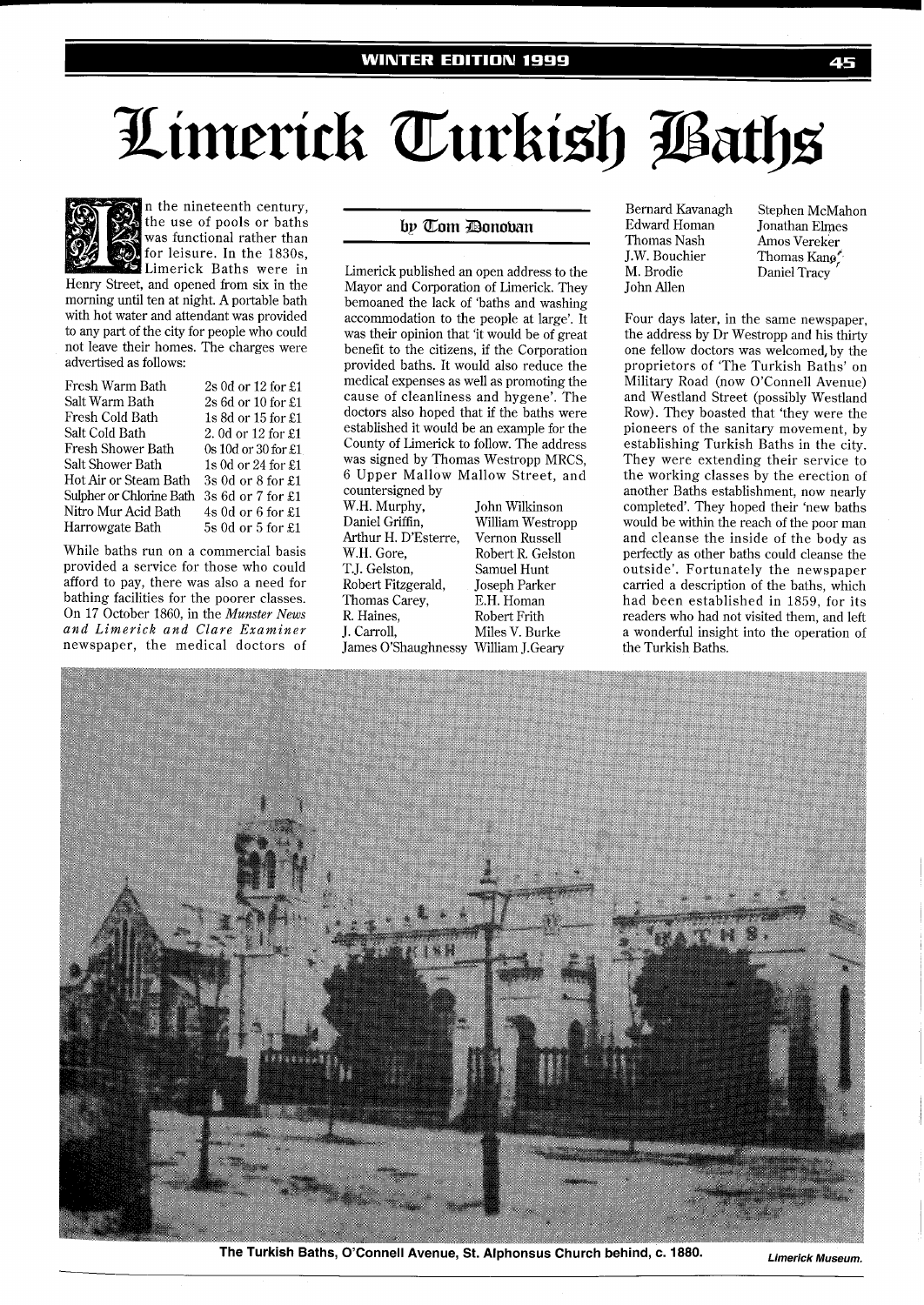# Limerick Turkish Baths

by Tom Donovan

In the nineteenth century, the use of pools or baths was functional rather than for leisure. In the 1830s, Limerick Baths were in Henry Street, and opened from six in the morning until ten at night. A portable bath with hot water and attendant was provided to any part of the city for people who could not leave their homes. The charges were advertised as follows:

| | |
|---|---|
| Fresh Warm Bath | 2s 0d or 12 for £1 |
| Salt Warm Bath | 2s 6d or 10 for £1 |
| Fresh Cold Bath | 1s 8d or 15 for £1 |
| Salt Cold Bath | 2. 0d or 12 for £1 |
| Fresh Shower Bath | 0s 10d or 30 for £1 |
| Salt Shower Bath | 1s 0d or 24 for £1 |
| Hot Air or Steam Bath | 3s 0d or 8 for £1 |
| Sulpher or Chlorine Bath | 3s 6d or 7 for £1 |
| Nitro Mur Acid Bath | 4s 0d or 6 for £1 |
| Harrowgate Bath | 5s 0d or 5 for £1 |

While baths run on a commercial basis provided a service for those who could afford to pay, there was also a need for bathing facilities for the poorer classes. On 17 October 1860, in the *Munster News and Limerick and Clare Examiner* newspaper, the medical doctors of Limerick published an open address to the Mayor and Corporation of Limerick. They bemoaned the lack of 'baths and washing accommodation to the people at large'. It was their opinion that 'it would be of great benefit to the citizens, if the Corporation provided baths. It would also reduce the medical expenses as well as promoting the cause of cleanliness and hygene'. The doctors also hoped that if the baths were established it would be an example for the County of Limerick to follow. The address was signed by Thomas Westropp MRCS, 6 Upper Mallow Mallow Street, and countersigned by

| | |
|---|---|
| W.H. Murphy, | John Wilkinson |
| Daniel Griffin, | William Westropp |
| Arthur H. D'Esterre, | Vernon Russell |
| W.H. Gore, | Robert R. Gelston |
| T.J. Gelston, | Samuel Hunt |
| Robert Fitzgerald, | Joseph Parker |
| Thomas Carey, | E.H. Homan |
| R. Haines, | Robert Frith |
| J. Carroll, | Miles V. Burke |
| James O'Shaughnessy | William J.Geary |
| Bernard Kavanagh | Stephen McMahon |
| Edward Homan | Jonathan Elmes |
| Thomas Nash | Amos Vereker |
| J.W. Bouchier | Thomas Kane |
| M. Brodie | Daniel Tracy |
| John Allen | |

Four days later, in the same newspaper, the address by Dr Westropp and his thirty one fellow doctors was welcomed, by the proprietors of 'The Turkish Baths' on Military Road (now O'Connell Avenue) and Westland Street (possibly Westland Row). They boasted that 'they were the pioneers of the sanitary movement, by establishing Turkish Baths in the city. They were extending their service to the working classes by the erection of another Baths establishment, now nearly completed'. They hoped their 'new baths would be within the reach of the poor man and cleanse the inside of the body as perfectly as other baths could cleanse the outside'. Fortunately the newspaper carried a description of the baths, which had been established in 1859, for its readers who had not visited them, and left a wonderful insight into the operation of the Turkish Baths.

**The Turkish Baths, O'Connell Avenue, St. Alphonsus Church behind, c. 1880.** *Limerick Museum.*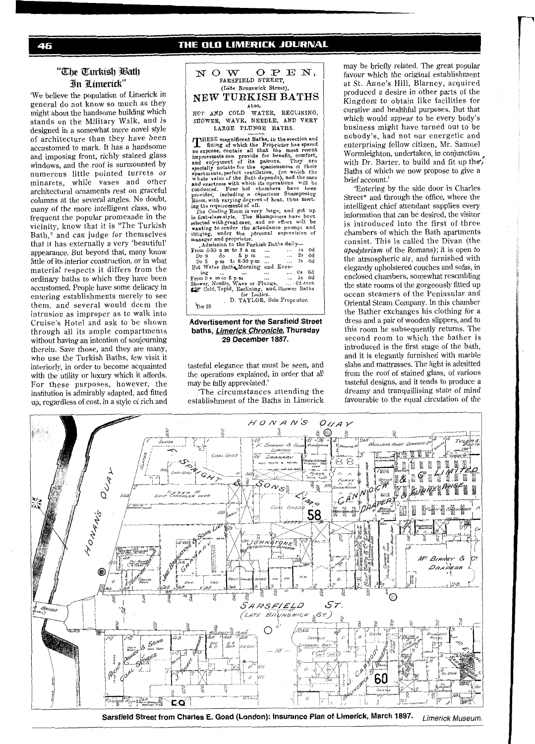## "The Turkish Bath In Limerick"

'We believe the population of Limerick in general do not know so much as they might about the handsome building which stands on the Military Walk, and is designed in a somewhat more novel style of architecture than they have been accustomed to mark. It has a handsome and imposing front, richly stained glass windows, and the roof is surmounted by numerous little pointed turrets or minarets, while vases and other architectural ornaments rest on graceful columns at the several angles. No doubt, many of the more intelligent class, who frequent the popular promenade in the vicinity, know that it is "The Turkish Bath," and can judge for themselves that it has externally a very 'beautiful' appearance. But beyond that, many know little of its interior construction, or in what material respects it differs from the ordinary baths to which they have been accustomed. People have some delicacy in entering establishments merely to see them, and several would deem the intrusion as improper as to walk into Cruise's Hotel and ask to be shown through all its ample compartments without having an intention of soujourning therein. Save those, and they are many, who use the Turkish Baths, few visit it interiorly, in order to become acquainted with the utility or luxury which it affords. For these purposes, however, the institution is admirably adapted, and fitted up, regardless of cost, in a style of rich and tasteful elegance that must be seen, and the operations explained, in order that all may be fully appreciated.'

'The circumstances attending the establishment of the Baths in Limerick may be briefly related. The great popular favour which the original establishment at St. Anne's Hill, Blarney, acquired produced a desire in other parts of the Kingdom to obtain like facilities for curative and healthful purposes. But that which would appear to be every body's business might have turned out to be nobody's, had not our energetic and enterprising fellow citizen, Mr. Samuel Wormleighton, undertaken, in conjunction with Dr. Barter, to build and fit up the Baths of which we now propose to give a brief account.'

'Entering by the side door in Charles Street* and through the office, where the intelligent chief attendant supplies every information that can be desired, the visitor is introduced into the first of three chambers of which the Bath apartments consist. This is called the Divan (the *apodyterium* of the Romans); it is open to the atmospheric air, and furnished with elegantly upholstered couches and sofas, in enclosed chambers, somewhat resembling the state rooms of the gorgeously fitted up ocean steamers of the Peninsular and Oriental Steam Company. In this chamber the Bather exchanges his clothing for a dress and a pair of wooden slippers, and to this room he subsequently returns. The second room to which the bather is introduced is the first stage of the bath, and it is elegantly furnished with marble slabs and mattresses. The light is admitted from the roof of stained glass, of various tasteful designs, and it tends to produce a dreamy and tranquillising state of mind favourable to the equal circulation of the

---

NOW OPEN,
SARSFIELD STREET,
(Late Brunswick Street),

**NEW TURKISH BATHS**

ALSO,

HOT AND COLD WATER, RECLINING, SHOWER, WAVE, NEEDLE, AND VERY LARGE PLUNGE BATHS.

THESE magnificent Baths, in the erection and fitting of which the Proprietor has spared no expense, contain all that the most recent improvements can provide for benefit, comfort, and enjoyment of its patrons. They are specially notable for the spaciousness of their apartments, perfect ventilation, (on which the whole value of the Bath depends), and the care and exactness with which its operations will be conducted. Four hot chambers have been provided, including a capacious Shampooing Room, with varying degrees of heat, thus meeting the requirements of all.

The Cooling Room is very large, and got up in first-class style. The Shampooers have been selected with great care, and no effort will be wanting to render the attendance prompt and obliging, under the personal supervision of manager and proprietor.

Admission to the Turkish Baths daily—

From 6-30 a m to 9 a m ... ... 1s 0d
Do 9 do 5 p m ... ... 2s 0d
Do 5 p m to 8-30 p m ... ... 1s 0d
Hot Water Baths, Morning and Evening ... ... ... 0s 6d
From 9 a m to 5 p m ... ... 1s 0d
Shower, Needle, Wave or Plunge, ... 6d each
Cold, Tepid, Reclining, and Shower Baths for Ladies.

D. TAYLOR, Sole Proprietor.

Dec 29

**Advertisement for the Sarsfield Street baths, *Limerick Chronicle*, Thursday 29 December 1887.**

**Sarsfield Street from Charles E. Goad (London): Insurance Plan of Limerick, March 1897.** *Limerick Museum.*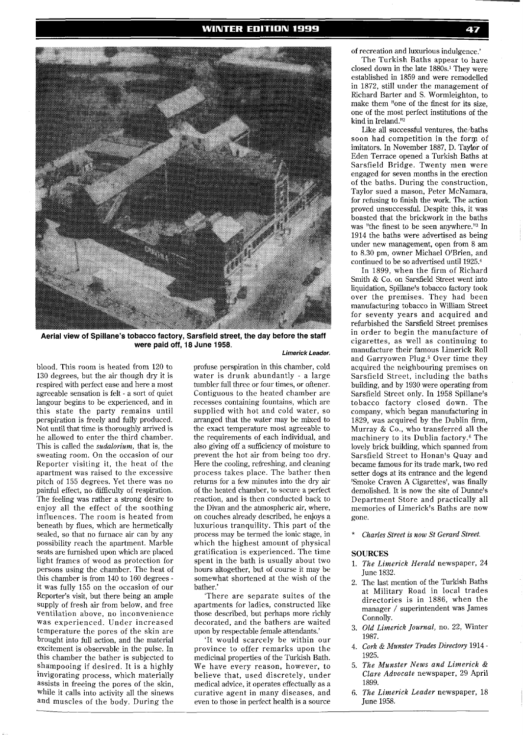Aerial view of Spillane's tobacco factory, Sarsfield street, the day before the staff were paid off, 18 June 1958.

*Limerick Leader.*

blood. This room is heated from 120 to 130 degrees, but the air though dry it is respired with perfect ease and here a most agreeable sensation is felt - a sort of quiet langour begins to be experienced, and in this state the party remains until perspiration is freely and fully produced. Not until that time is thoroughly arrived is he allowed to enter the third chamber. This is called the *sudalorium*, that is, the sweating room. On the occasion of our Reporter visiting it, the heat of the apartment was raised to the excessive pitch of 155 degrees. Yet there was no painful effect, no difficulty of respiration. The feeling was rather a strong desire to enjoy all the effect of the soothing influences. The room is heated from beneath by flues, which are hermetically sealed, so that no furnace air can by any possibility reach the apartment. Marble seats are furnished upon which are placed light frames of wood as protection for persons using the chamber. The heat of this chamber is from 140 to 160 degrees - it was fully 155 on the occasion of our Reporter's visit, but there being an ample supply of fresh air from below, and free ventilation above, no inconvenience was experienced. Under increased temperature the pores of the skin are brought into full action, and the material excitement is observable in the pulse. In this chamber the bather is subjected to shampooing if desired. It is a highly invigorating process, which materially assists in freeing the pores of the skin, while it calls into activity all the sinews and muscles of the body. During the profuse perspiration in this chamber, cold water is drunk abundantly - a large tumbler full three or four times, or oftener. Contiguous to the heated chamber are recesses containing fountains, which are supplied with hot and cold water, so arranged that the water may be mixed to the exact temperature most agreeable to the requirements of each individual, and also giving off a sufficiency of moisture to prevent the hot air from being too dry. Here the cooling, refreshing, and cleaning process takes place. The bather then returns for a few minutes into the dry air of the heated chamber, to secure a perfect reaction, and is then conducted back to the Divan and the atmospheric air, where, on couches already described, he enjoys a luxurious tranquility. This part of the process may be termed the ionic stage, in which the highest amount of physical gratification is experienced. The time spent in the bath is usually about two hours altogether, but of course it may be somewhat shortened at the wish of the bather.'

'There are separate suites of the apartments for ladies, constructed like those described, but perhaps more richly decorated, and the bathers are waited upon by respectable female attendants.'

'It would scarcely be within our province to offer remarks upon the medicinal properties of the Turkish Bath. We have every reason, however, to believe that, used discretely, under medical advice, it operates effectually as a curative agent in many diseases, and even to those in perfect health is a source of recreation and luxurious indulgence.'

The Turkish Baths appear to have closed down in the late 1880s.[1] They were established in 1859 and were remodelled in 1872, still under the management of Richard Barter and S. Wormleighton, to make them "one of the finest for its size, one of the most perfect institutions of the kind in Ireland."[2]

Like all successful ventures, the baths soon had competition in the form of imitators. In November 1887, D. Taylor of Eden Terrace opened a Turkish Baths at Sarsfield Bridge. Twenty men were engaged for seven months in the erection of the baths. During the construction, Taylor sued a mason, Peter McNamara, for refusing to finish the work. The action proved unsuccessful. Despite this, it was boasted that the brickwork in the baths was "the finest to be seen anywhere."[3] In 1914 the baths were advertised as being under new management, open from 8 am to 8.30 pm, owner Michael O'Brien, and continued to be so advertised until 1925.[4]

In 1899, when the firm of Richard Smith & Co. on Sarsfield Street went into liquidation, Spillane's tobacco factory took over the premises. They had been manufacturing tobacco in William Street for seventy years and acquired and refurbished the Sarsfield Street premises in order to begin the manufacture of cigarettes, as well as continuing to manufacture their famous Limerick Roll and Garryowen Plug.[5] Over time they acquired the neighbouring premises on Sarsfield Street, including the baths building, and by 1930 were operating from Sarsfield Street only. In 1958 Spillane's tobacco factory closed down. The company, which began manufacturing in 1829, was acquired by the Dublin firm, Murray & Co., who transferred all the machinery to its Dublin factory.[6] The lovely brick building, which spanned from Sarsfield Street to Honan's Quay and became famous for its trade mark, two red setter dogs at its entrance and the legend 'Smoke Craven A Cigarettes', was finally demolished. It is now the site of Dunne's Department Store and practically all memories of Limerick's Baths are now gone.

\* *Charles Street is now St Gerard Street.*

## SOURCES

1. *The Limerick Herald* newspaper, 24 June 1832.
2. The last mention of the Turkish Baths at Military Road in local trades directories is in 1886, when the manager / superintendent was James Connolly.
3. *Old Limerick Journal*, no. 22, Winter 1987.
4. *Cork & Munster Trades Directory* 1914 - 1925.
5. *The Munster News and Limerick & Clare Advocate* newspaper, 29 April 1899.
6. *The Limerick Leader* newspaper, 18 June 1958.